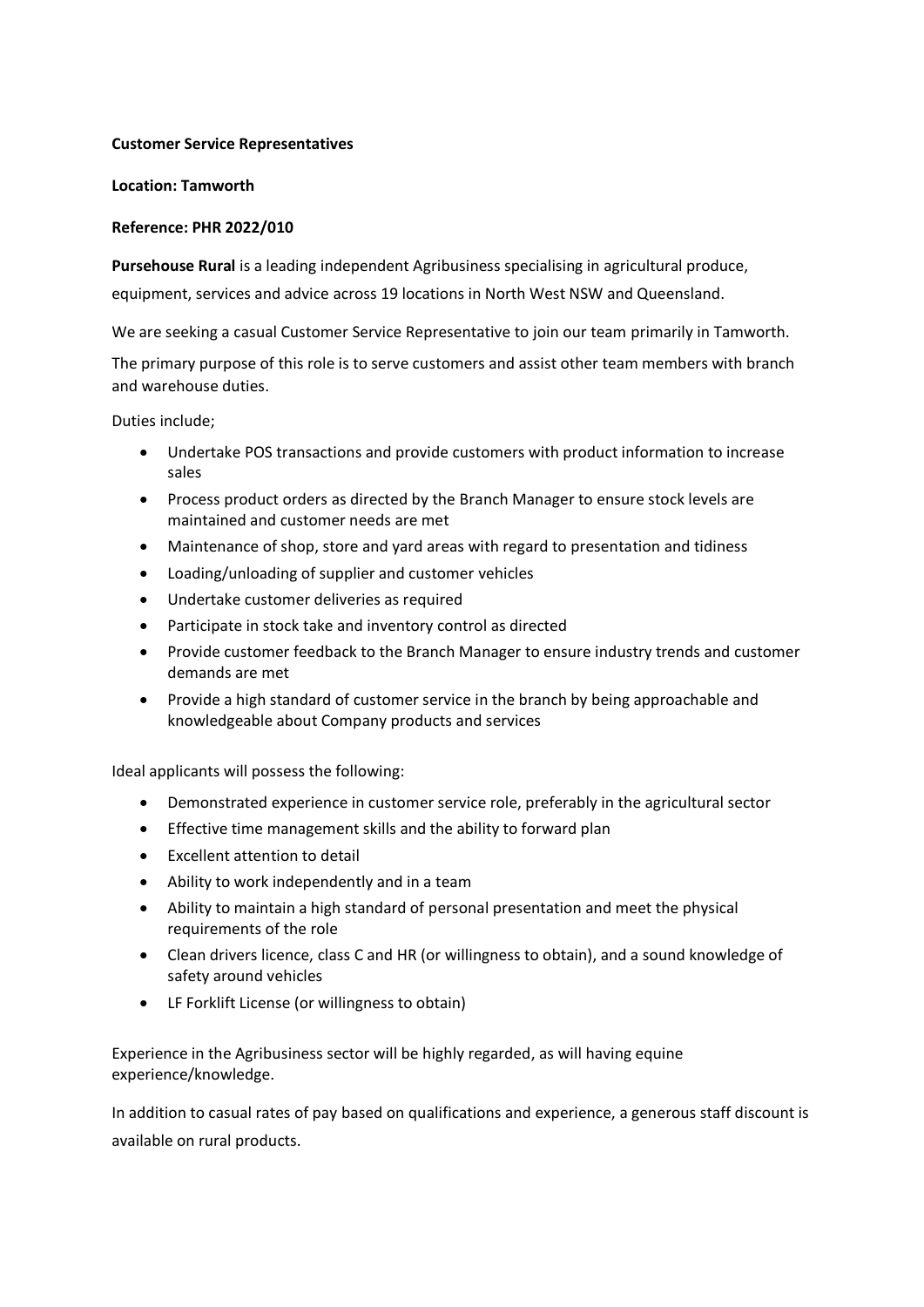**Customer Service Representatives**

**Location: Tamworth**

**Reference: PHR 2022/010**

**Pursehouse Rural** is a leading independent Agribusiness specialising in agricultural produce, equipment, services and advice across 19 locations in North West NSW and Queensland.

We are seeking a casual Customer Service Representative to join our team primarily in Tamworth.

The primary purpose of this role is to serve customers and assist other team members with branch and warehouse duties.

Duties include;

- Undertake POS transactions and provide customers with product information to increase sales
- Process product orders as directed by the Branch Manager to ensure stock levels are maintained and customer needs are met
- Maintenance of shop, store and yard areas with regard to presentation and tidiness
- Loading/unloading of supplier and customer vehicles
- Undertake customer deliveries as required
- Participate in stock take and inventory control as directed
- Provide customer feedback to the Branch Manager to ensure industry trends and customer demands are met
- Provide a high standard of customer service in the branch by being approachable and knowledgeable about Company products and services

Ideal applicants will possess the following:

- Demonstrated experience in customer service role, preferably in the agricultural sector
- Effective time management skills and the ability to forward plan
- Excellent attention to detail
- Ability to work independently and in a team
- Ability to maintain a high standard of personal presentation and meet the physical requirements of the role
- Clean drivers licence, class C and HR (or willingness to obtain), and a sound knowledge of safety around vehicles
- LF Forklift License (or willingness to obtain)

Experience in the Agribusiness sector will be highly regarded, as will having equine experience/knowledge.

In addition to casual rates of pay based on qualifications and experience, a generous staff discount is available on rural products.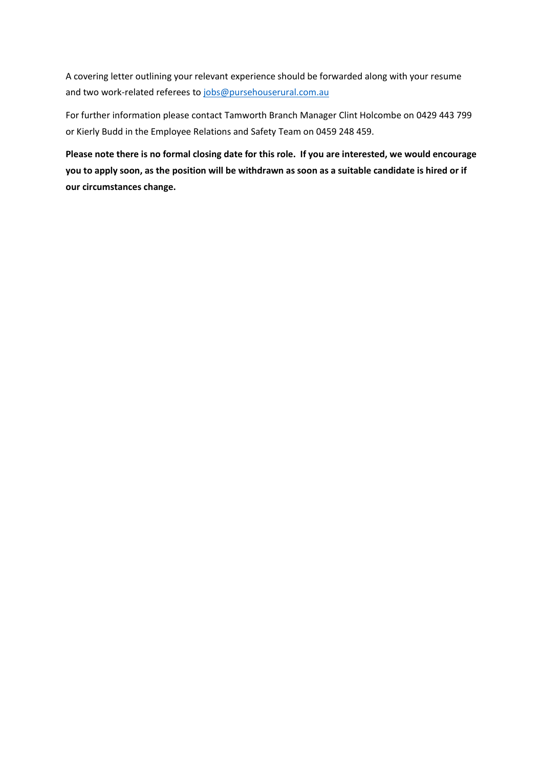A covering letter outlining your relevant experience should be forwarded along with your resume and two work-related referees to jobs@pursehouserural.com.au

For further information please contact Tamworth Branch Manager Clint Holcombe on 0429 443 799 or Kierly Budd in the Employee Relations and Safety Team on 0459 248 459.

**Please note there is no formal closing date for this role. If you are interested, we would encourage you to apply soon, as the position will be withdrawn as soon as a suitable candidate is hired or if our circumstances change.**